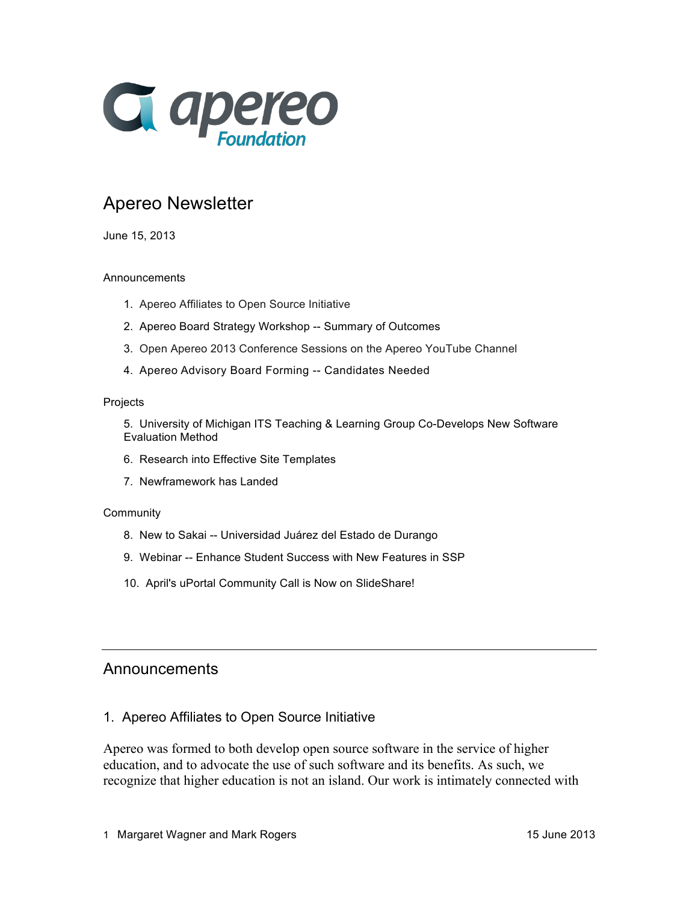# Apereo Newsletter

June 15, 2013

Announcements

1. Apereo Affiliates to Open Source Initiative
2. Apereo Board Strategy Workshop -- Summary of Outcomes
3. Open Apereo 2013 Conference Sessions on the Apereo YouTube Channel
4. Apereo Advisory Board Forming -- Candidates Needed

Projects

5. University of Michigan ITS Teaching & Learning Group Co-Develops New Software Evaluation Method
6. Research into Effective Site Templates
7. Newframework has Landed

Community

8. New to Sakai -- Universidad Juárez del Estado de Durango
9. Webinar -- Enhance Student Success with New Features in SSP
10. April's uPortal Community Call is Now on SlideShare!

---

## Announcements

### 1. Apereo Affiliates to Open Source Initiative

Apereo was formed to both develop open source software in the service of higher education, and to advocate the use of such software and its benefits. As such, we recognize that higher education is not an island. Our work is intimately connected with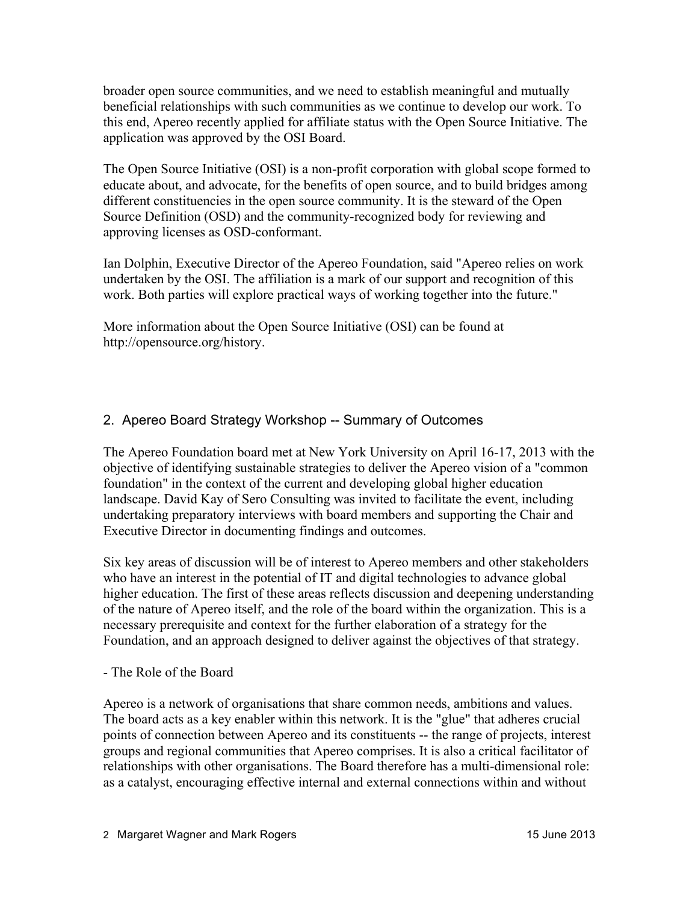broader open source communities, and we need to establish meaningful and mutually beneficial relationships with such communities as we continue to develop our work. To this end, Apereo recently applied for affiliate status with the Open Source Initiative. The application was approved by the OSI Board.

The Open Source Initiative (OSI) is a non-profit corporation with global scope formed to educate about, and advocate, for the benefits of open source, and to build bridges among different constituencies in the open source community. It is the steward of the Open Source Definition (OSD) and the community-recognized body for reviewing and approving licenses as OSD-conformant.

Ian Dolphin, Executive Director of the Apereo Foundation, said "Apereo relies on work undertaken by the OSI. The affiliation is a mark of our support and recognition of this work. Both parties will explore practical ways of working together into the future."

More information about the Open Source Initiative (OSI) can be found at http://opensource.org/history.

## 2. Apereo Board Strategy Workshop -- Summary of Outcomes

The Apereo Foundation board met at New York University on April 16-17, 2013 with the objective of identifying sustainable strategies to deliver the Apereo vision of a "common foundation" in the context of the current and developing global higher education landscape. David Kay of Sero Consulting was invited to facilitate the event, including undertaking preparatory interviews with board members and supporting the Chair and Executive Director in documenting findings and outcomes.

Six key areas of discussion will be of interest to Apereo members and other stakeholders who have an interest in the potential of IT and digital technologies to advance global higher education. The first of these areas reflects discussion and deepening understanding of the nature of Apereo itself, and the role of the board within the organization. This is a necessary prerequisite and context for the further elaboration of a strategy for the Foundation, and an approach designed to deliver against the objectives of that strategy.

- The Role of the Board

Apereo is a network of organisations that share common needs, ambitions and values. The board acts as a key enabler within this network. It is the "glue" that adheres crucial points of connection between Apereo and its constituents -- the range of projects, interest groups and regional communities that Apereo comprises. It is also a critical facilitator of relationships with other organisations. The Board therefore has a multi-dimensional role: as a catalyst, encouraging effective internal and external connections within and without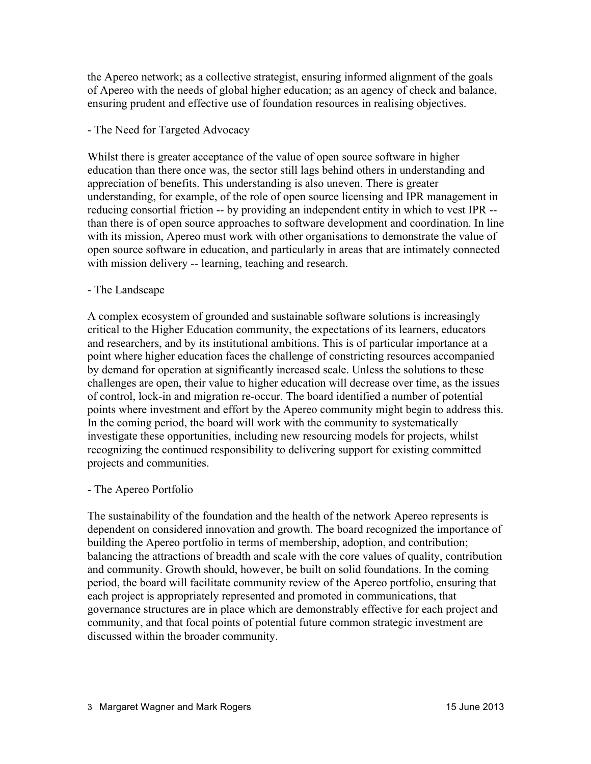the Apereo network; as a collective strategist, ensuring informed alignment of the goals of Apereo with the needs of global higher education; as an agency of check and balance, ensuring prudent and effective use of foundation resources in realising objectives.

- The Need for Targeted Advocacy

Whilst there is greater acceptance of the value of open source software in higher education than there once was, the sector still lags behind others in understanding and appreciation of benefits. This understanding is also uneven. There is greater understanding, for example, of the role of open source licensing and IPR management in reducing consortial friction -- by providing an independent entity in which to vest IPR -- than there is of open source approaches to software development and coordination. In line with its mission, Apereo must work with other organisations to demonstrate the value of open source software in education, and particularly in areas that are intimately connected with mission delivery -- learning, teaching and research.

- The Landscape

A complex ecosystem of grounded and sustainable software solutions is increasingly critical to the Higher Education community, the expectations of its learners, educators and researchers, and by its institutional ambitions. This is of particular importance at a point where higher education faces the challenge of constricting resources accompanied by demand for operation at significantly increased scale. Unless the solutions to these challenges are open, their value to higher education will decrease over time, as the issues of control, lock-in and migration re-occur. The board identified a number of potential points where investment and effort by the Apereo community might begin to address this. In the coming period, the board will work with the community to systematically investigate these opportunities, including new resourcing models for projects, whilst recognizing the continued responsibility to delivering support for existing committed projects and communities.

- The Apereo Portfolio

The sustainability of the foundation and the health of the network Apereo represents is dependent on considered innovation and growth. The board recognized the importance of building the Apereo portfolio in terms of membership, adoption, and contribution; balancing the attractions of breadth and scale with the core values of quality, contribution and community. Growth should, however, be built on solid foundations. In the coming period, the board will facilitate community review of the Apereo portfolio, ensuring that each project is appropriately represented and promoted in communications, that governance structures are in place which are demonstrably effective for each project and community, and that focal points of potential future common strategic investment are discussed within the broader community.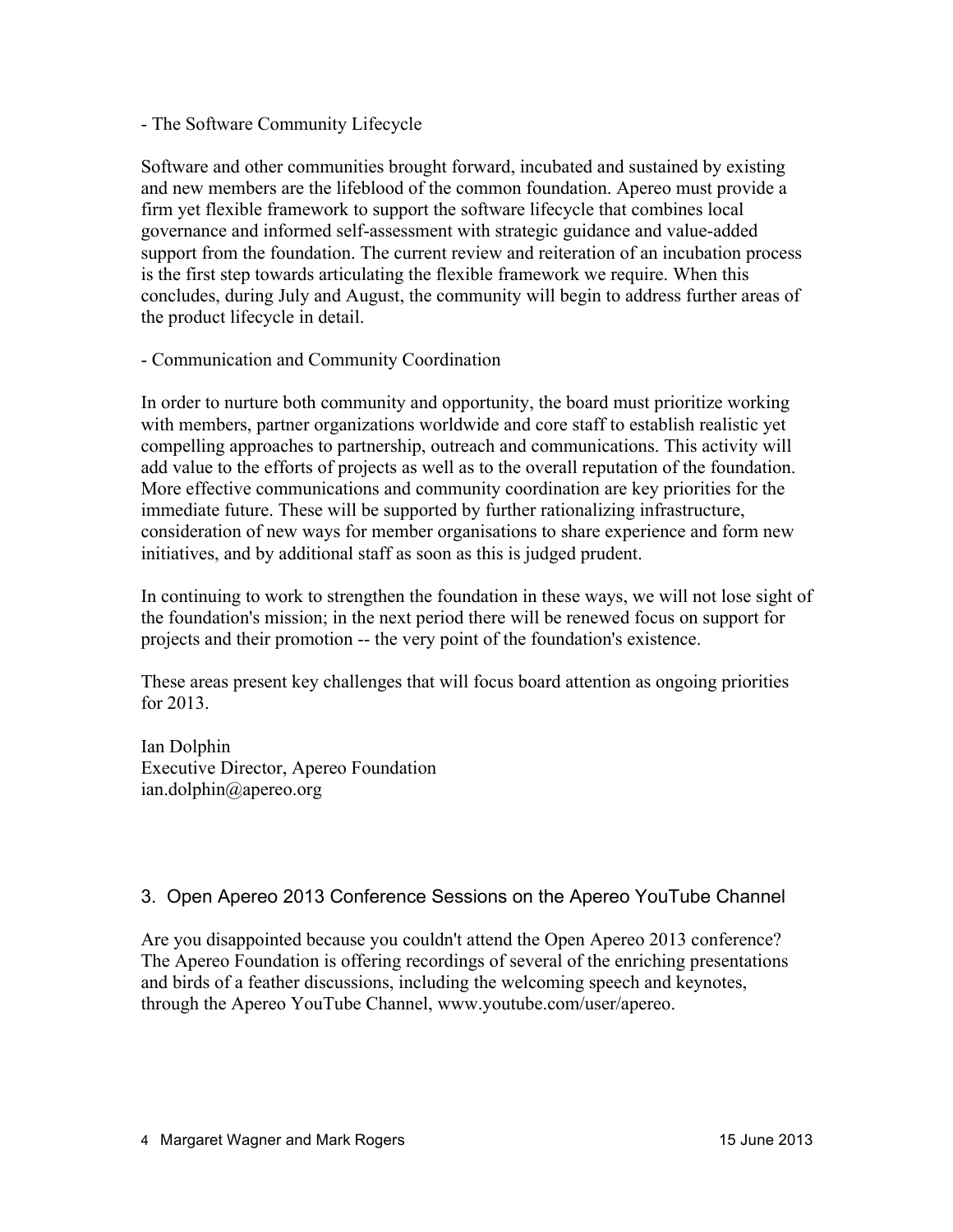- The Software Community Lifecycle

Software and other communities brought forward, incubated and sustained by existing and new members are the lifeblood of the common foundation. Apereo must provide a firm yet flexible framework to support the software lifecycle that combines local governance and informed self-assessment with strategic guidance and value-added support from the foundation. The current review and reiteration of an incubation process is the first step towards articulating the flexible framework we require. When this concludes, during July and August, the community will begin to address further areas of the product lifecycle in detail.

- Communication and Community Coordination

In order to nurture both community and opportunity, the board must prioritize working with members, partner organizations worldwide and core staff to establish realistic yet compelling approaches to partnership, outreach and communications. This activity will add value to the efforts of projects as well as to the overall reputation of the foundation. More effective communications and community coordination are key priorities for the immediate future. These will be supported by further rationalizing infrastructure, consideration of new ways for member organisations to share experience and form new initiatives, and by additional staff as soon as this is judged prudent.

In continuing to work to strengthen the foundation in these ways, we will not lose sight of the foundation's mission; in the next period there will be renewed focus on support for projects and their promotion -- the very point of the foundation's existence.

These areas present key challenges that will focus board attention as ongoing priorities for 2013.

Ian Dolphin
Executive Director, Apereo Foundation
ian.dolphin@apereo.org

## 3. Open Apereo 2013 Conference Sessions on the Apereo YouTube Channel

Are you disappointed because you couldn't attend the Open Apereo 2013 conference? The Apereo Foundation is offering recordings of several of the enriching presentations and birds of a feather discussions, including the welcoming speech and keynotes, through the Apereo YouTube Channel, www.youtube.com/user/apereo.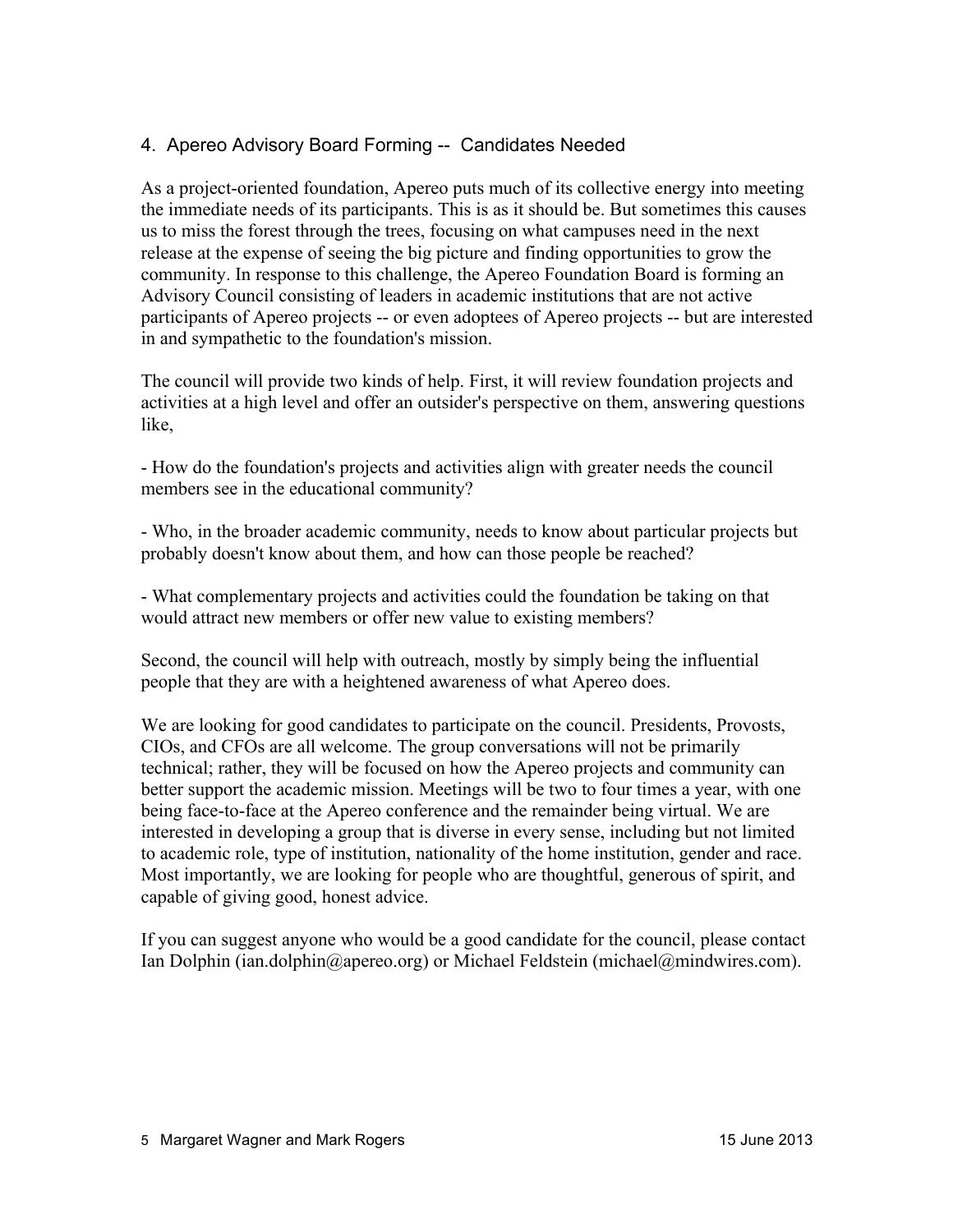## 4. Apereo Advisory Board Forming -- Candidates Needed

As a project-oriented foundation, Apereo puts much of its collective energy into meeting the immediate needs of its participants. This is as it should be. But sometimes this causes us to miss the forest through the trees, focusing on what campuses need in the next release at the expense of seeing the big picture and finding opportunities to grow the community. In response to this challenge, the Apereo Foundation Board is forming an Advisory Council consisting of leaders in academic institutions that are not active participants of Apereo projects -- or even adoptees of Apereo projects -- but are interested in and sympathetic to the foundation's mission.

The council will provide two kinds of help. First, it will review foundation projects and activities at a high level and offer an outsider's perspective on them, answering questions like,

- How do the foundation's projects and activities align with greater needs the council members see in the educational community?

- Who, in the broader academic community, needs to know about particular projects but probably doesn't know about them, and how can those people be reached?

- What complementary projects and activities could the foundation be taking on that would attract new members or offer new value to existing members?

Second, the council will help with outreach, mostly by simply being the influential people that they are with a heightened awareness of what Apereo does.

We are looking for good candidates to participate on the council. Presidents, Provosts, CIOs, and CFOs are all welcome. The group conversations will not be primarily technical; rather, they will be focused on how the Apereo projects and community can better support the academic mission. Meetings will be two to four times a year, with one being face-to-face at the Apereo conference and the remainder being virtual. We are interested in developing a group that is diverse in every sense, including but not limited to academic role, type of institution, nationality of the home institution, gender and race. Most importantly, we are looking for people who are thoughtful, generous of spirit, and capable of giving good, honest advice.

If you can suggest anyone who would be a good candidate for the council, please contact Ian Dolphin (ian.dolphin@apereo.org) or Michael Feldstein (michael@mindwires.com).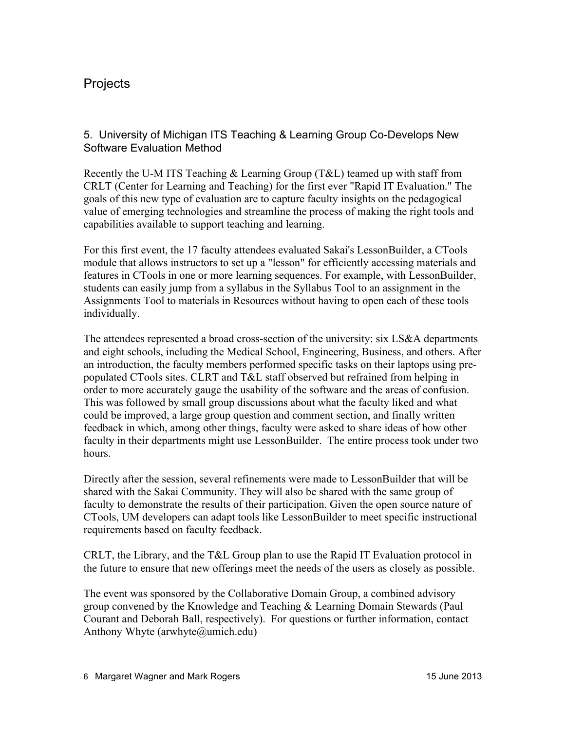## Projects

### 5. University of Michigan ITS Teaching & Learning Group Co-Develops New Software Evaluation Method

Recently the U-M ITS Teaching & Learning Group (T&L) teamed up with staff from CRLT (Center for Learning and Teaching) for the first ever "Rapid IT Evaluation." The goals of this new type of evaluation are to capture faculty insights on the pedagogical value of emerging technologies and streamline the process of making the right tools and capabilities available to support teaching and learning.

For this first event, the 17 faculty attendees evaluated Sakai's LessonBuilder, a CTools module that allows instructors to set up a "lesson" for efficiently accessing materials and features in CTools in one or more learning sequences. For example, with LessonBuilder, students can easily jump from a syllabus in the Syllabus Tool to an assignment in the Assignments Tool to materials in Resources without having to open each of these tools individually.

The attendees represented a broad cross-section of the university: six LS&A departments and eight schools, including the Medical School, Engineering, Business, and others. After an introduction, the faculty members performed specific tasks on their laptops using pre-populated CTools sites. CLRT and T&L staff observed but refrained from helping in order to more accurately gauge the usability of the software and the areas of confusion. This was followed by small group discussions about what the faculty liked and what could be improved, a large group question and comment section, and finally written feedback in which, among other things, faculty were asked to share ideas of how other faculty in their departments might use LessonBuilder. The entire process took under two hours.

Directly after the session, several refinements were made to LessonBuilder that will be shared with the Sakai Community. They will also be shared with the same group of faculty to demonstrate the results of their participation. Given the open source nature of CTools, UM developers can adapt tools like LessonBuilder to meet specific instructional requirements based on faculty feedback.

CRLT, the Library, and the T&L Group plan to use the Rapid IT Evaluation protocol in the future to ensure that new offerings meet the needs of the users as closely as possible.

The event was sponsored by the Collaborative Domain Group, a combined advisory group convened by the Knowledge and Teaching & Learning Domain Stewards (Paul Courant and Deborah Ball, respectively). For questions or further information, contact Anthony Whyte (arwhyte@umich.edu)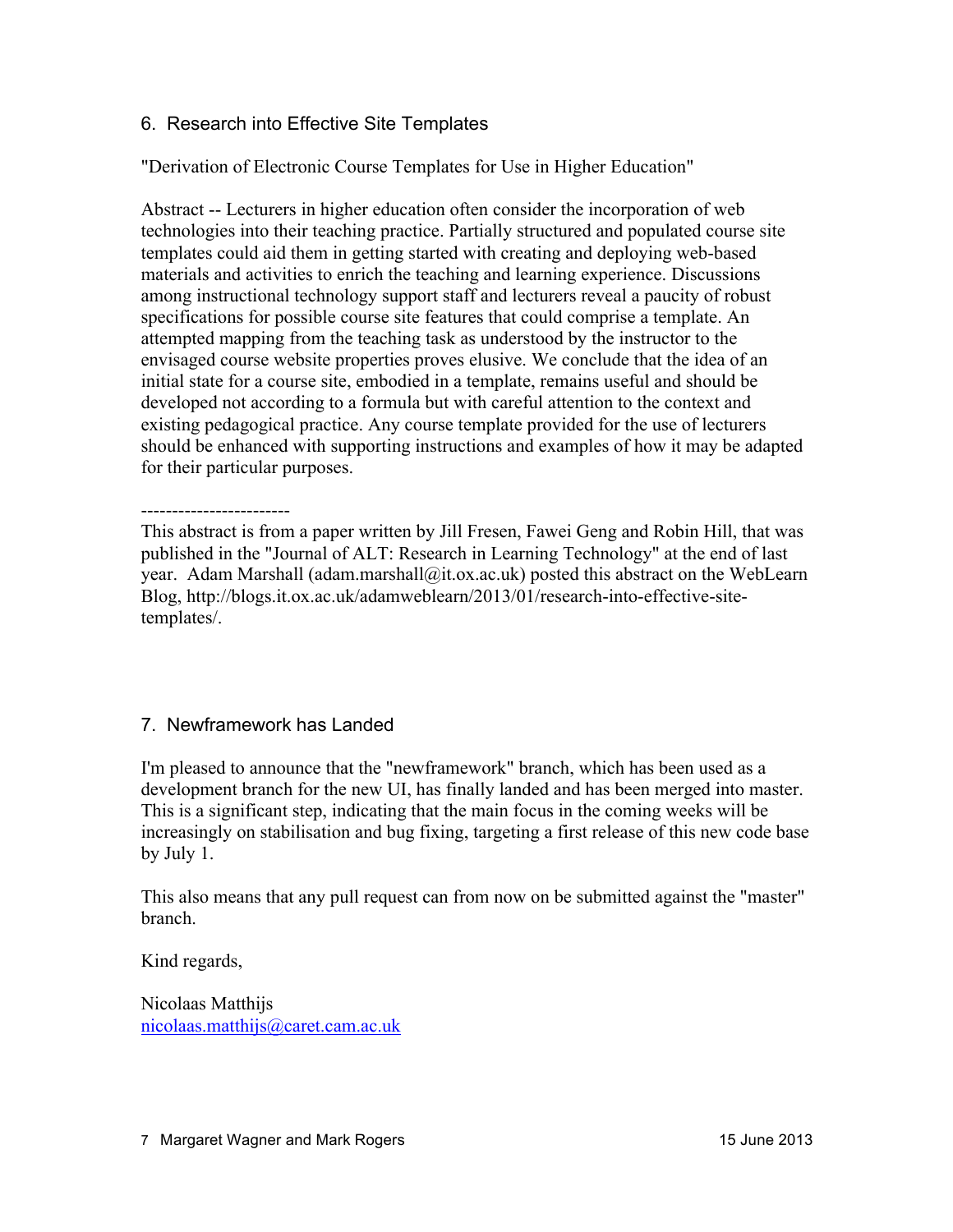## 6. Research into Effective Site Templates

"Derivation of Electronic Course Templates for Use in Higher Education"

Abstract -- Lecturers in higher education often consider the incorporation of web technologies into their teaching practice. Partially structured and populated course site templates could aid them in getting started with creating and deploying web-based materials and activities to enrich the teaching and learning experience. Discussions among instructional technology support staff and lecturers reveal a paucity of robust specifications for possible course site features that could comprise a template. An attempted mapping from the teaching task as understood by the instructor to the envisaged course website properties proves elusive. We conclude that the idea of an initial state for a course site, embodied in a template, remains useful and should be developed not according to a formula but with careful attention to the context and existing pedagogical practice. Any course template provided for the use of lecturers should be enhanced with supporting instructions and examples of how it may be adapted for their particular purposes.

------------------------

This abstract is from a paper written by Jill Fresen, Fawei Geng and Robin Hill, that was published in the "Journal of ALT: Research in Learning Technology" at the end of last year. Adam Marshall (adam.marshall@it.ox.ac.uk) posted this abstract on the WebLearn Blog, http://blogs.it.ox.ac.uk/adamweblearn/2013/01/research-into-effective-site-templates/.

## 7. Newframework has Landed

I'm pleased to announce that the "newframework" branch, which has been used as a development branch for the new UI, has finally landed and has been merged into master. This is a significant step, indicating that the main focus in the coming weeks will be increasingly on stabilisation and bug fixing, targeting a first release of this new code base by July 1.

This also means that any pull request can from now on be submitted against the "master" branch.

Kind regards,

Nicolaas Matthijs
nicolaas.matthijs@caret.cam.ac.uk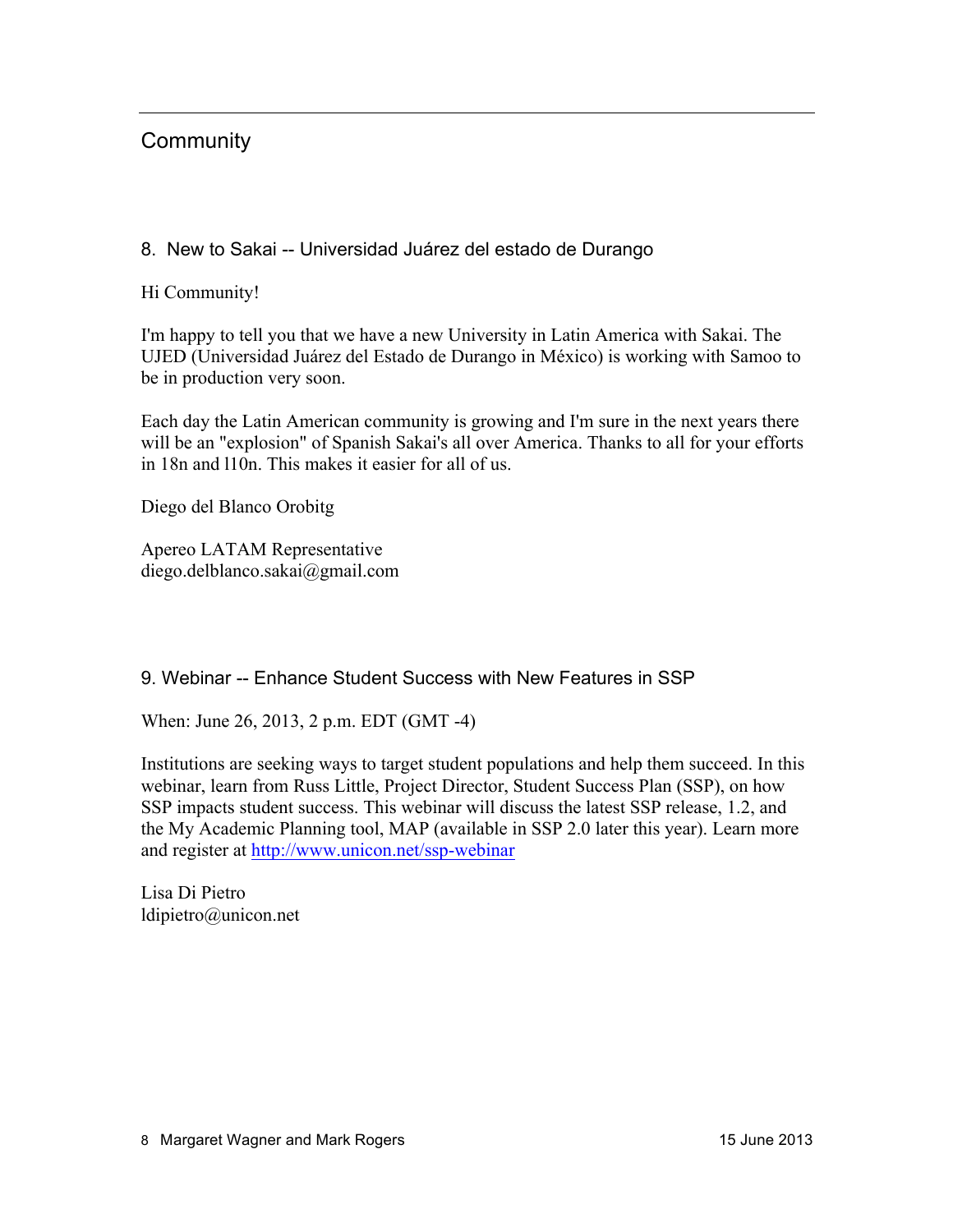## Community

### 8. New to Sakai -- Universidad Juárez del estado de Durango

Hi Community!

I'm happy to tell you that we have a new University in Latin America with Sakai. The UJED (Universidad Juárez del Estado de Durango in México) is working with Samoo to be in production very soon.

Each day the Latin American community is growing and I'm sure in the next years there will be an "explosion" of Spanish Sakai's all over America. Thanks to all for your efforts in 18n and l10n. This makes it easier for all of us.

Diego del Blanco Orobitg

Apereo LATAM Representative
diego.delblanco.sakai@gmail.com

### 9. Webinar -- Enhance Student Success with New Features in SSP

When: June 26, 2013, 2 p.m. EDT (GMT -4)

Institutions are seeking ways to target student populations and help them succeed. In this webinar, learn from Russ Little, Project Director, Student Success Plan (SSP), on how SSP impacts student success. This webinar will discuss the latest SSP release, 1.2, and the My Academic Planning tool, MAP (available in SSP 2.0 later this year). Learn more and register at [http://www.unicon.net/ssp-webinar](http://www.unicon.net/ssp-webinar)

Lisa Di Pietro
ldipietro@unicon.net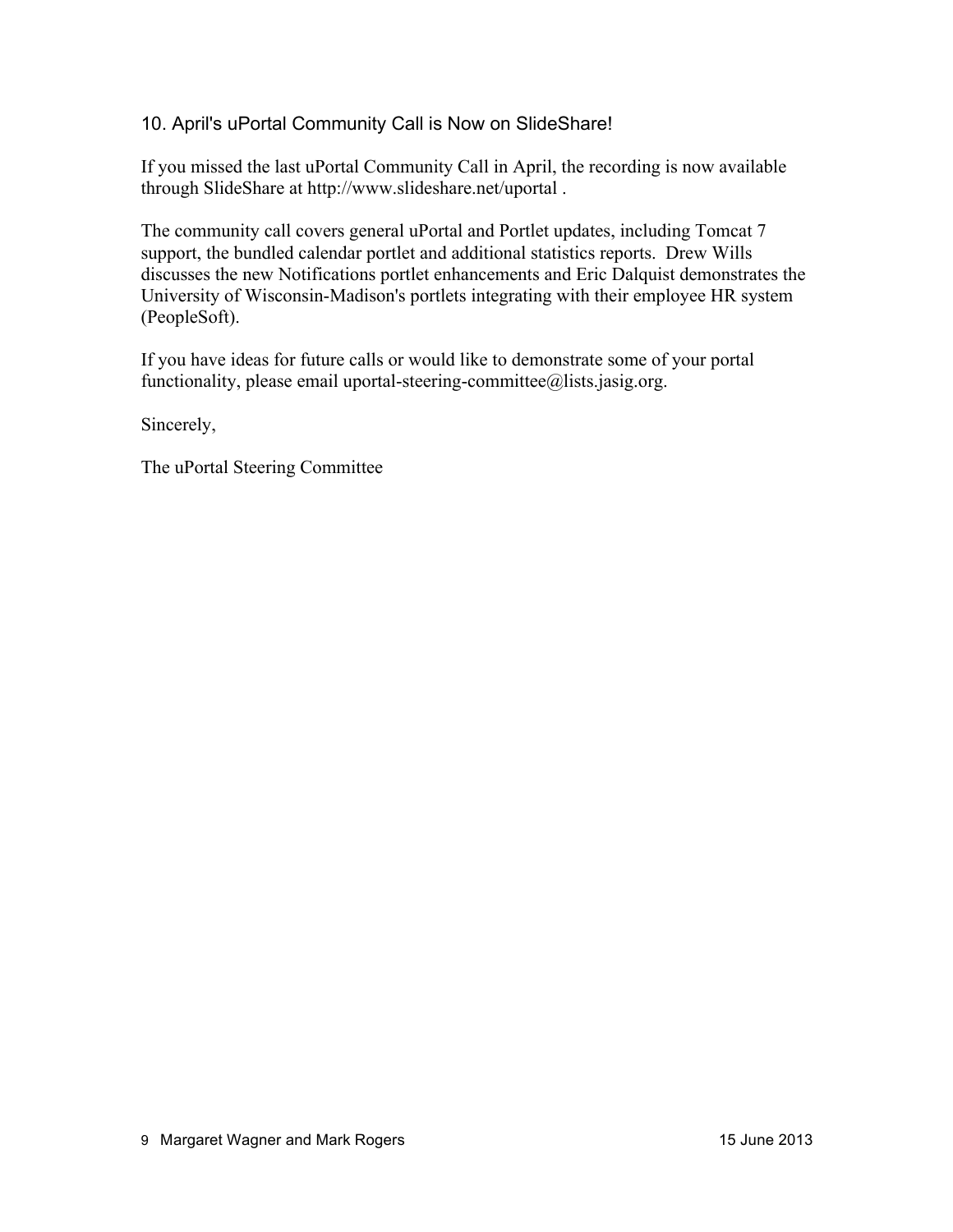## 10. April's uPortal Community Call is Now on SlideShare!

If you missed the last uPortal Community Call in April, the recording is now available through SlideShare at http://www.slideshare.net/uportal .

The community call covers general uPortal and Portlet updates, including Tomcat 7 support, the bundled calendar portlet and additional statistics reports. Drew Wills discusses the new Notifications portlet enhancements and Eric Dalquist demonstrates the University of Wisconsin-Madison's portlets integrating with their employee HR system (PeopleSoft).

If you have ideas for future calls or would like to demonstrate some of your portal functionality, please email uportal-steering-committee@lists.jasig.org.

Sincerely,

The uPortal Steering Committee